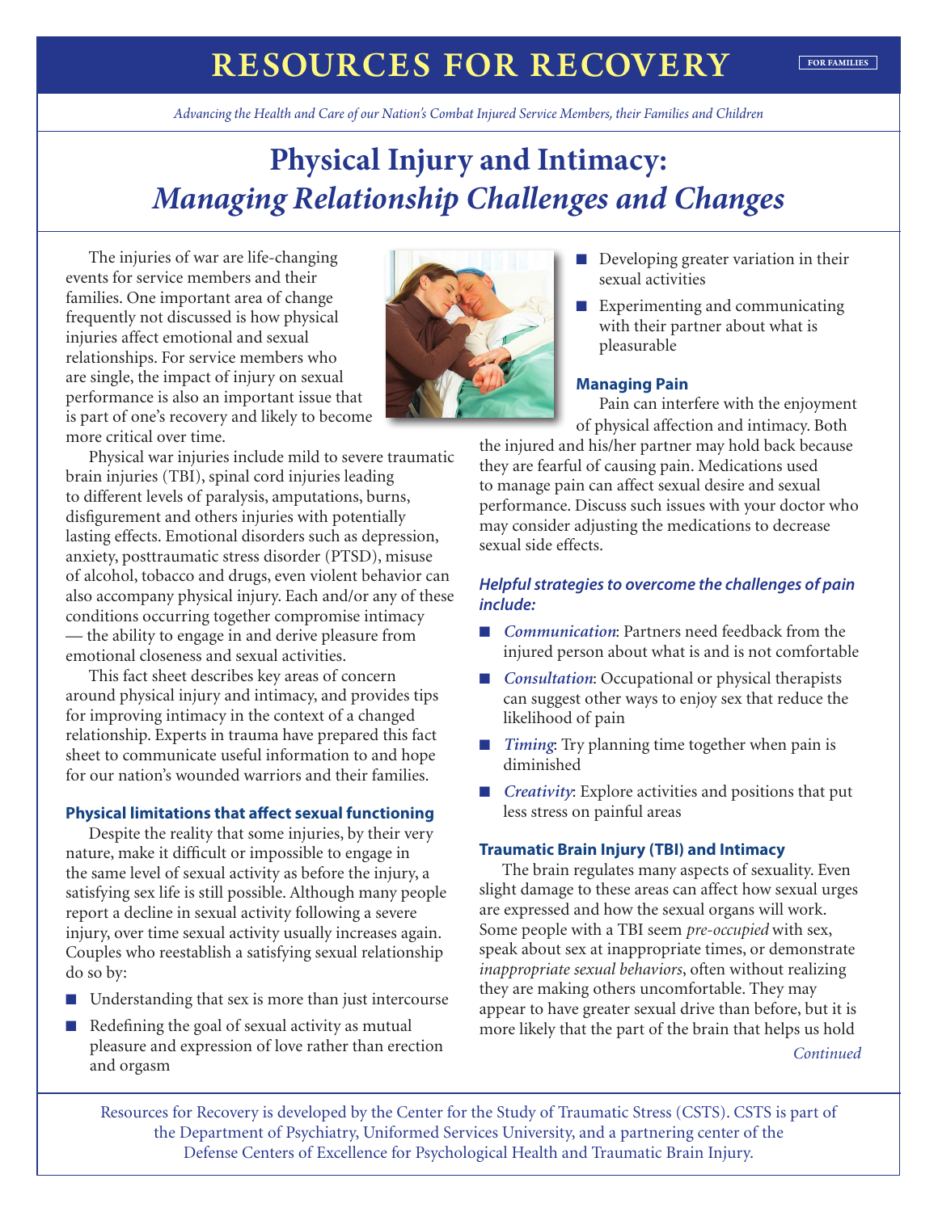# RESOURCES FOR RECOVERY

FOR FAMILIES

*Advancing the Health and Care of our Nation's Combat Injured Service Members, their Families and Children*

# Physical Injury and Intimacy: *Managing Relationship Challenges and Changes*

The injuries of war are life-changing events for service members and their families. One important area of change frequently not discussed is how physical injuries affect emotional and sexual relationships. For service members who are single, the impact of injury on sexual performance is also an important issue that is part of one's recovery and likely to become more critical over time.

Physical war injuries include mild to severe traumatic brain injuries (TBI), spinal cord injuries leading to different levels of paralysis, amputations, burns, disfigurement and others injuries with potentially lasting effects. Emotional disorders such as depression, anxiety, posttraumatic stress disorder (PTSD), misuse of alcohol, tobacco and drugs, even violent behavior can also accompany physical injury. Each and/or any of these conditions occurring together compromise intimacy — the ability to engage in and derive pleasure from emotional closeness and sexual activities.

This fact sheet describes key areas of concern around physical injury and intimacy, and provides tips for improving intimacy in the context of a changed relationship. Experts in trauma have prepared this fact sheet to communicate useful information to and hope for our nation's wounded warriors and their families.

### Physical limitations that affect sexual functioning

Despite the reality that some injuries, by their very nature, make it difficult or impossible to engage in the same level of sexual activity as before the injury, a satisfying sex life is still possible. Although many people report a decline in sexual activity following a severe injury, over time sexual activity usually increases again. Couples who reestablish a satisfying sexual relationship do so by:

- Understanding that sex is more than just intercourse
- Redefining the goal of sexual activity as mutual pleasure and expression of love rather than erection and orgasm
- Developing greater variation in their sexual activities
- Experimenting and communicating with their partner about what is pleasurable

### Managing Pain

Pain can interfere with the enjoyment of physical affection and intimacy. Both the injured and his/her partner may hold back because they are fearful of causing pain. Medications used to manage pain can affect sexual desire and sexual performance. Discuss such issues with your doctor who may consider adjusting the medications to decrease sexual side effects.

#### *Helpful strategies to overcome the challenges of pain include:*

- *Communication*: Partners need feedback from the injured person about what is and is not comfortable
- *Consultation*: Occupational or physical therapists can suggest other ways to enjoy sex that reduce the likelihood of pain
- *Timing*: Try planning time together when pain is diminished
- *Creativity*: Explore activities and positions that put less stress on painful areas

### Traumatic Brain Injury (TBI) and Intimacy

The brain regulates many aspects of sexuality. Even slight damage to these areas can affect how sexual urges are expressed and how the sexual organs will work. Some people with a TBI seem *pre-occupied* with sex, speak about sex at inappropriate times, or demonstrate *inappropriate sexual behaviors*, often without realizing they are making others uncomfortable. They may appear to have greater sexual drive than before, but it is more likely that the part of the brain that helps us hold

*Continued*

Resources for Recovery is developed by the Center for the Study of Traumatic Stress (CSTS). CSTS is part of the Department of Psychiatry, Uniformed Services University, and a partnering center of the Defense Centers of Excellence for Psychological Health and Traumatic Brain Injury.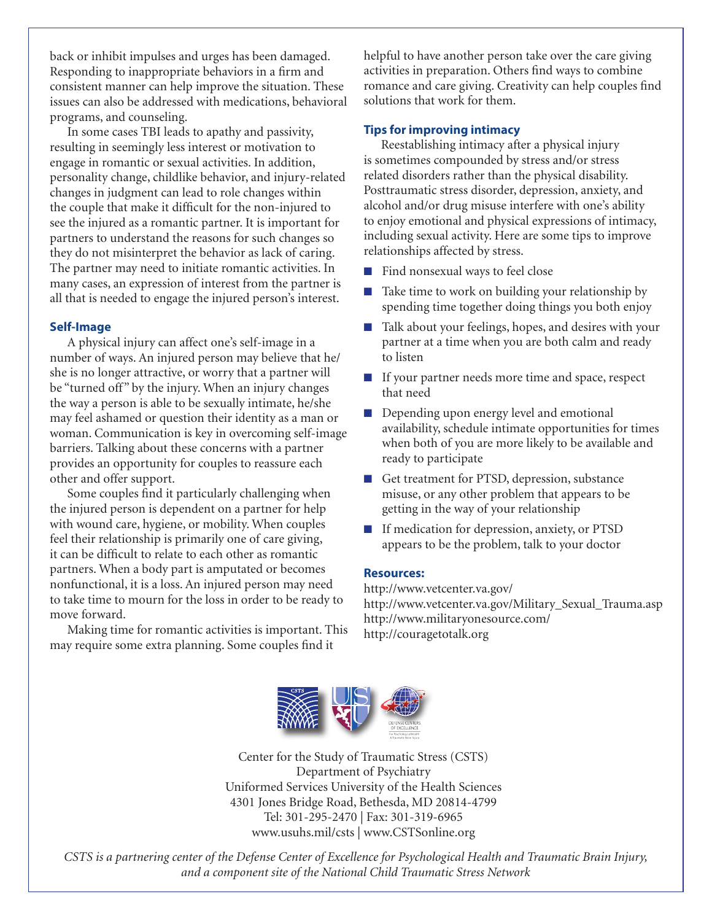back or inhibit impulses and urges has been damaged. Responding to inappropriate behaviors in a firm and consistent manner can help improve the situation. These issues can also be addressed with medications, behavioral programs, and counseling.

In some cases TBI leads to apathy and passivity, resulting in seemingly less interest or motivation to engage in romantic or sexual activities. In addition, personality change, childlike behavior, and injury-related changes in judgment can lead to role changes within the couple that make it difficult for the non-injured to see the injured as a romantic partner. It is important for partners to understand the reasons for such changes so they do not misinterpret the behavior as lack of caring. The partner may need to initiate romantic activities. In many cases, an expression of interest from the partner is all that is needed to engage the injured person's interest.

### Self-Image

A physical injury can affect one's self-image in a number of ways. An injured person may believe that he/she is no longer attractive, or worry that a partner will be "turned off" by the injury. When an injury changes the way a person is able to be sexually intimate, he/she may feel ashamed or question their identity as a man or woman. Communication is key in overcoming self-image barriers. Talking about these concerns with a partner provides an opportunity for couples to reassure each other and offer support.

Some couples find it particularly challenging when the injured person is dependent on a partner for help with wound care, hygiene, or mobility. When couples feel their relationship is primarily one of care giving, it can be difficult to relate to each other as romantic partners. When a body part is amputated or becomes nonfunctional, it is a loss. An injured person may need to take time to mourn for the loss in order to be ready to move forward.

Making time for romantic activities is important. This may require some extra planning. Some couples find it helpful to have another person take over the care giving activities in preparation. Others find ways to combine romance and care giving. Creativity can help couples find solutions that work for them.

### Tips for improving intimacy

Reestablishing intimacy after a physical injury is sometimes compounded by stress and/or stress related disorders rather than the physical disability. Posttraumatic stress disorder, depression, anxiety, and alcohol and/or drug misuse interfere with one's ability to enjoy emotional and physical expressions of intimacy, including sexual activity. Here are some tips to improve relationships affected by stress.

- Find nonsexual ways to feel close
- Take time to work on building your relationship by spending time together doing things you both enjoy
- Talk about your feelings, hopes, and desires with your partner at a time when you are both calm and ready to listen
- If your partner needs more time and space, respect that need
- Depending upon energy level and emotional availability, schedule intimate opportunities for times when both of you are more likely to be available and ready to participate
- Get treatment for PTSD, depression, substance misuse, or any other problem that appears to be getting in the way of your relationship
- If medication for depression, anxiety, or PTSD appears to be the problem, talk to your doctor

### Resources:

http://www.vetcenter.va.gov/
http://www.vetcenter.va.gov/Military_Sexual_Trauma.asp
http://www.militaryonesource.com/
http://couragetotalk.org

Center for the Study of Traumatic Stress (CSTS)
Department of Psychiatry
Uniformed Services University of the Health Sciences
4301 Jones Bridge Road, Bethesda, MD 20814-4799
Tel: 301-295-2470 | Fax: 301-319-6965
www.usuhs.mil/csts | www.CSTSonline.org

*CSTS is a partnering center of the Defense Center of Excellence for Psychological Health and Traumatic Brain Injury, and a component site of the National Child Traumatic Stress Network*